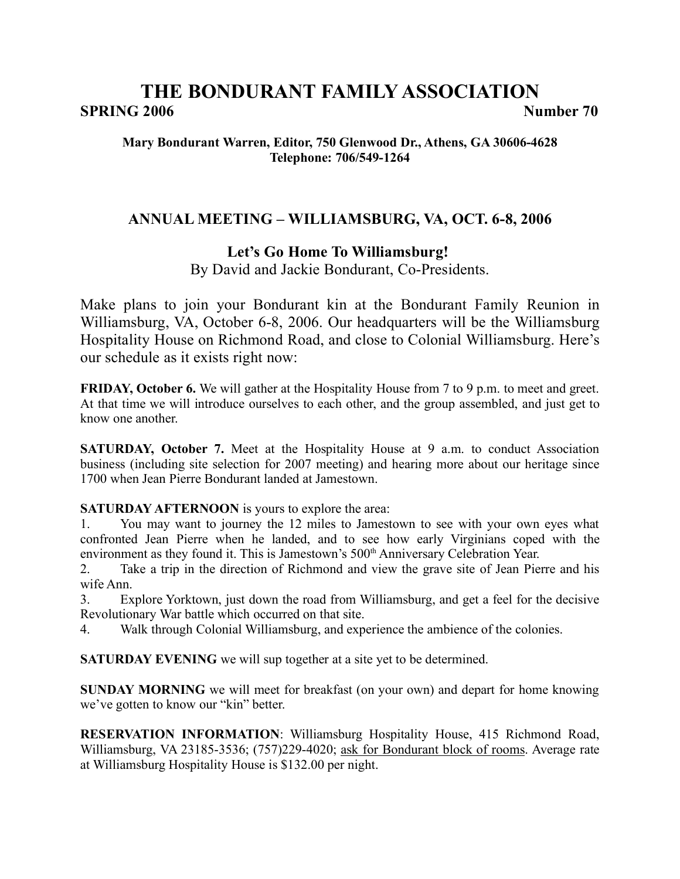# THE BONDURANT FAMILY ASSOCIATION

**SPRING 2006** **Number 70**

**Mary Bondurant Warren, Editor, 750 Glenwood Dr., Athens, GA 30606-4628**
**Telephone: 706/549-1264**

## ANNUAL MEETING – WILLIAMSBURG, VA, OCT. 6-8, 2006

### Let's Go Home To Williamsburg!

By David and Jackie Bondurant, Co-Presidents.

Make plans to join your Bondurant kin at the Bondurant Family Reunion in Williamsburg, VA, October 6-8, 2006. Our headquarters will be the Williamsburg Hospitality House on Richmond Road, and close to Colonial Williamsburg. Here's our schedule as it exists right now:

**FRIDAY, October 6.** We will gather at the Hospitality House from 7 to 9 p.m. to meet and greet. At that time we will introduce ourselves to each other, and the group assembled, and just get to know one another.

**SATURDAY, October 7.** Meet at the Hospitality House at 9 a.m. to conduct Association business (including site selection for 2007 meeting) and hearing more about our heritage since 1700 when Jean Pierre Bondurant landed at Jamestown.

**SATURDAY AFTERNOON** is yours to explore the area:

1. You may want to journey the 12 miles to Jamestown to see with your own eyes what confronted Jean Pierre when he landed, and to see how early Virginians coped with the environment as they found it. This is Jamestown's 500th Anniversary Celebration Year.
2. Take a trip in the direction of Richmond and view the grave site of Jean Pierre and his wife Ann.
3. Explore Yorktown, just down the road from Williamsburg, and get a feel for the decisive Revolutionary War battle which occurred on that site.
4. Walk through Colonial Williamsburg, and experience the ambience of the colonies.

**SATURDAY EVENING** we will sup together at a site yet to be determined.

**SUNDAY MORNING** we will meet for breakfast (on your own) and depart for home knowing we've gotten to know our "kin" better.

**RESERVATION INFORMATION**: Williamsburg Hospitality House, 415 Richmond Road, Williamsburg, VA 23185-3536; (757)229-4020; ask for Bondurant block of rooms. Average rate at Williamsburg Hospitality House is $132.00 per night.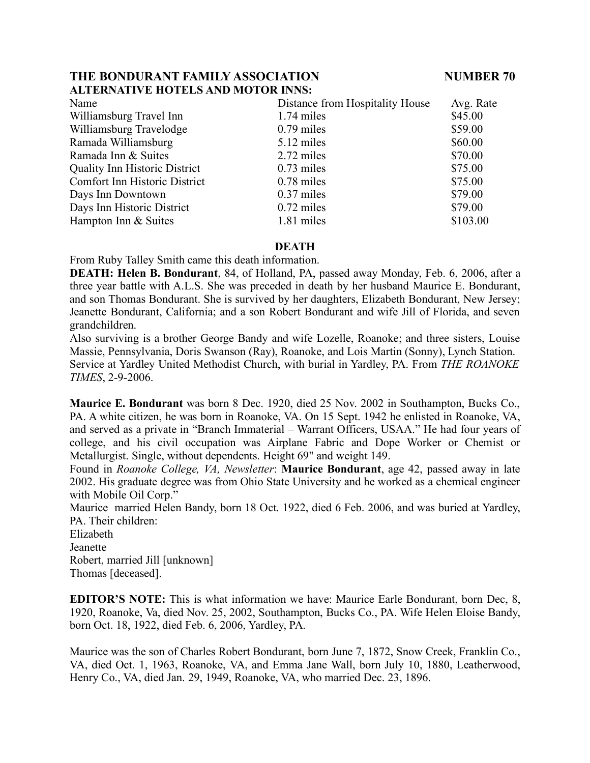## THE BONDURANT FAMILY ASSOCIATION NUMBER 70

### ALTERNATIVE HOTELS AND MOTOR INNS:

| Name | Distance from Hospitality House | Avg. Rate |
|---|---|---|
| Williamsburg Travel Inn | 1.74 miles | $45.00 |
| Williamsburg Travelodge | 0.79 miles | $59.00 |
| Ramada Williamsburg | 5.12 miles | $60.00 |
| Ramada Inn & Suites | 2.72 miles | $70.00 |
| Quality Inn Historic District | 0.73 miles | $75.00 |
| Comfort Inn Historic District | 0.78 miles | $75.00 |
| Days Inn Downtown | 0.37 miles | $79.00 |
| Days Inn Historic District | 0.72 miles | $79.00 |
| Hampton Inn & Suites | 1.81 miles | $103.00 |

### DEATH

From Ruby Talley Smith came this death information.

**DEATH: Helen B. Bondurant**, 84, of Holland, PA, passed away Monday, Feb. 6, 2006, after a three year battle with A.L.S. She was preceded in death by her husband Maurice E. Bondurant, and son Thomas Bondurant. She is survived by her daughters, Elizabeth Bondurant, New Jersey; Jeanette Bondurant, California; and a son Robert Bondurant and wife Jill of Florida, and seven grandchildren.

Also surviving is a brother George Bandy and wife Lozelle, Roanoke; and three sisters, Louise Massie, Pennsylvania, Doris Swanson (Ray), Roanoke, and Lois Martin (Sonny), Lynch Station. Service at Yardley United Methodist Church, with burial in Yardley, PA. From *THE ROANOKE TIMES*, 2-9-2006.

**Maurice E. Bondurant** was born 8 Dec. 1920, died 25 Nov. 2002 in Southampton, Bucks Co., PA. A white citizen, he was born in Roanoke, VA. On 15 Sept. 1942 he enlisted in Roanoke, VA, and served as a private in "Branch Immaterial – Warrant Officers, USAA." He had four years of college, and his civil occupation was Airplane Fabric and Dope Worker or Chemist or Metallurgist. Single, without dependents. Height 69" and weight 149.

Found in *Roanoke College, VA, Newsletter*: **Maurice Bondurant**, age 42, passed away in late 2002. His graduate degree was from Ohio State University and he worked as a chemical engineer with Mobile Oil Corp."

Maurice married Helen Bandy, born 18 Oct. 1922, died 6 Feb. 2006, and was buried at Yardley, PA. Their children:

Elizabeth
Jeanette
Robert, married Jill [unknown]
Thomas [deceased].

**EDITOR'S NOTE:** This is what information we have: Maurice Earle Bondurant, born Dec, 8, 1920, Roanoke, Va, died Nov. 25, 2002, Southampton, Bucks Co., PA. Wife Helen Eloise Bandy, born Oct. 18, 1922, died Feb. 6, 2006, Yardley, PA.

Maurice was the son of Charles Robert Bondurant, born June 7, 1872, Snow Creek, Franklin Co., VA, died Oct. 1, 1963, Roanoke, VA, and Emma Jane Wall, born July 10, 1880, Leatherwood, Henry Co., VA, died Jan. 29, 1949, Roanoke, VA, who married Dec. 23, 1896.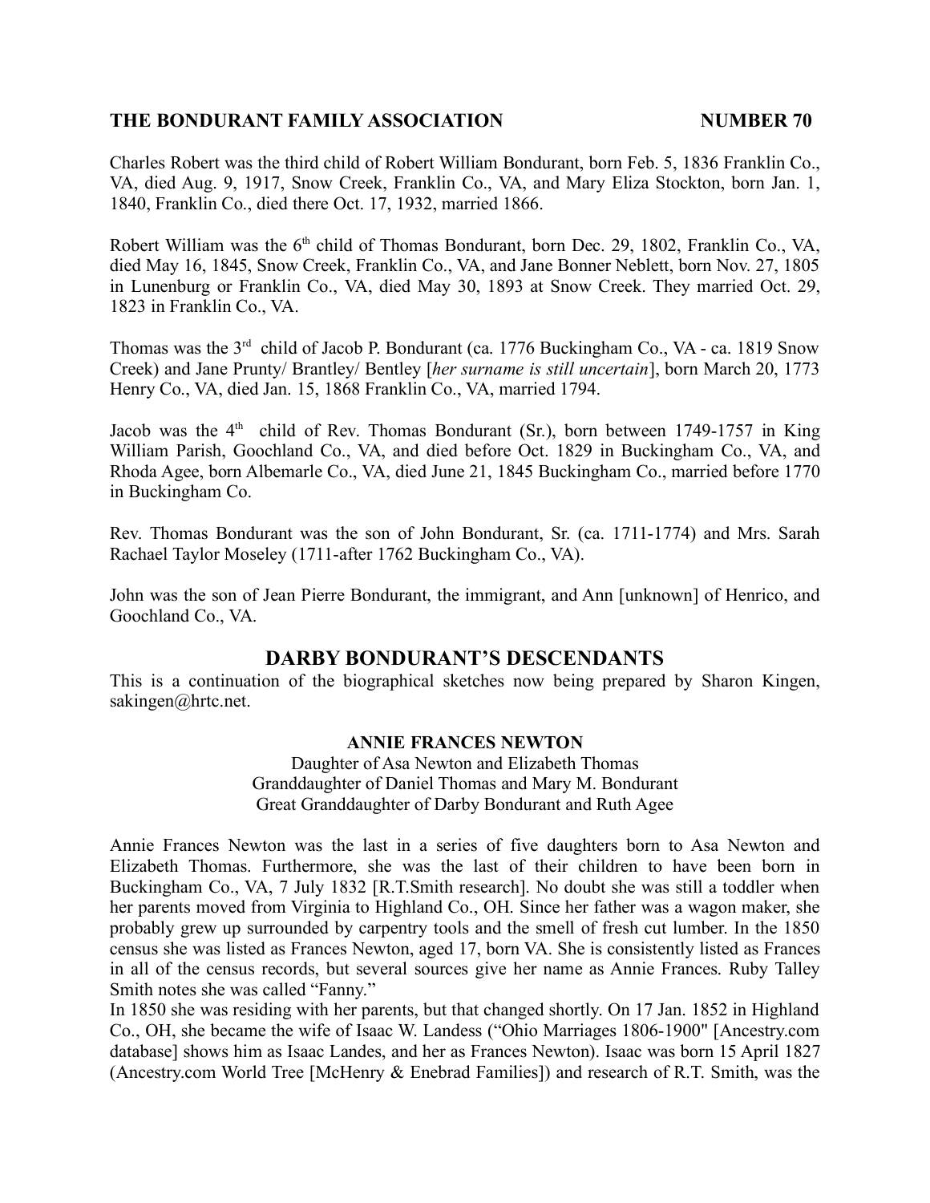Charles Robert was the third child of Robert William Bondurant, born Feb. 5, 1836 Franklin Co., VA, died Aug. 9, 1917, Snow Creek, Franklin Co., VA, and Mary Eliza Stockton, born Jan. 1, 1840, Franklin Co., died there Oct. 17, 1932, married 1866.

Robert William was the 6th child of Thomas Bondurant, born Dec. 29, 1802, Franklin Co., VA, died May 16, 1845, Snow Creek, Franklin Co., VA, and Jane Bonner Neblett, born Nov. 27, 1805 in Lunenburg or Franklin Co., VA, died May 30, 1893 at Snow Creek. They married Oct. 29, 1823 in Franklin Co., VA.

Thomas was the 3rd child of Jacob P. Bondurant (ca. 1776 Buckingham Co., VA - ca. 1819 Snow Creek) and Jane Prunty/ Brantley/ Bentley [*her surname is still uncertain*], born March 20, 1773 Henry Co., VA, died Jan. 15, 1868 Franklin Co., VA, married 1794.

Jacob was the 4th child of Rev. Thomas Bondurant (Sr.), born between 1749-1757 in King William Parish, Goochland Co., VA, and died before Oct. 1829 in Buckingham Co., VA, and Rhoda Agee, born Albemarle Co., VA, died June 21, 1845 Buckingham Co., married before 1770 in Buckingham Co.

Rev. Thomas Bondurant was the son of John Bondurant, Sr. (ca. 1711-1774) and Mrs. Sarah Rachael Taylor Moseley (1711-after 1762 Buckingham Co., VA).

John was the son of Jean Pierre Bondurant, the immigrant, and Ann [unknown] of Henrico, and Goochland Co., VA.

## DARBY BONDURANT'S DESCENDANTS

This is a continuation of the biographical sketches now being prepared by Sharon Kingen, sakingen@hrtc.net.

### ANNIE FRANCES NEWTON

Daughter of Asa Newton and Elizabeth Thomas
Granddaughter of Daniel Thomas and Mary M. Bondurant
Great Granddaughter of Darby Bondurant and Ruth Agee

Annie Frances Newton was the last in a series of five daughters born to Asa Newton and Elizabeth Thomas. Furthermore, she was the last of their children to have been born in Buckingham Co., VA, 7 July 1832 [R.T.Smith research]. No doubt she was still a toddler when her parents moved from Virginia to Highland Co., OH. Since her father was a wagon maker, she probably grew up surrounded by carpentry tools and the smell of fresh cut lumber. In the 1850 census she was listed as Frances Newton, aged 17, born VA. She is consistently listed as Frances in all of the census records, but several sources give her name as Annie Frances. Ruby Talley Smith notes she was called "Fanny."

In 1850 she was residing with her parents, but that changed shortly. On 17 Jan. 1852 in Highland Co., OH, she became the wife of Isaac W. Landess ("Ohio Marriages 1806-1900" [Ancestry.com database] shows him as Isaac Landes, and her as Frances Newton). Isaac was born 15 April 1827 (Ancestry.com World Tree [McHenry & Enebrad Families]) and research of R.T. Smith, was the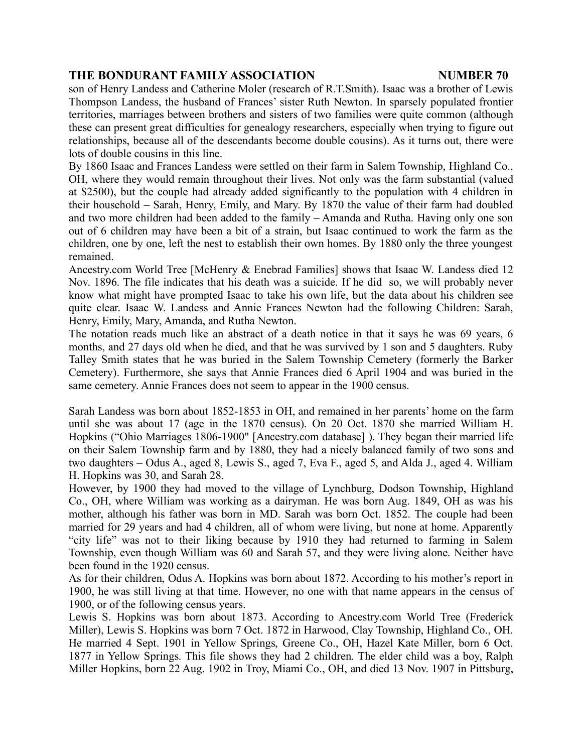son of Henry Landess and Catherine Moler (research of R.T.Smith). Isaac was a brother of Lewis Thompson Landess, the husband of Frances' sister Ruth Newton. In sparsely populated frontier territories, marriages between brothers and sisters of two families were quite common (although these can present great difficulties for genealogy researchers, especially when trying to figure out relationships, because all of the descendants become double cousins). As it turns out, there were lots of double cousins in this line.

By 1860 Isaac and Frances Landess were settled on their farm in Salem Township, Highland Co., OH, where they would remain throughout their lives. Not only was the farm substantial (valued at $2500), but the couple had already added significantly to the population with 4 children in their household – Sarah, Henry, Emily, and Mary. By 1870 the value of their farm had doubled and two more children had been added to the family – Amanda and Rutha. Having only one son out of 6 children may have been a bit of a strain, but Isaac continued to work the farm as the children, one by one, left the nest to establish their own homes. By 1880 only the three youngest remained.

Ancestry.com World Tree [McHenry & Enebrad Families] shows that Isaac W. Landess died 12 Nov. 1896. The file indicates that his death was a suicide. If he did so, we will probably never know what might have prompted Isaac to take his own life, but the data about his children see quite clear. Isaac W. Landess and Annie Frances Newton had the following Children: Sarah, Henry, Emily, Mary, Amanda, and Rutha Newton.

The notation reads much like an abstract of a death notice in that it says he was 69 years, 6 months, and 27 days old when he died, and that he was survived by 1 son and 5 daughters. Ruby Talley Smith states that he was buried in the Salem Township Cemetery (formerly the Barker Cemetery). Furthermore, she says that Annie Frances died 6 April 1904 and was buried in the same cemetery. Annie Frances does not seem to appear in the 1900 census.

Sarah Landess was born about 1852-1853 in OH, and remained in her parents' home on the farm until she was about 17 (age in the 1870 census). On 20 Oct. 1870 she married William H. Hopkins ("Ohio Marriages 1806-1900" [Ancestry.com database] ). They began their married life on their Salem Township farm and by 1880, they had a nicely balanced family of two sons and two daughters – Odus A., aged 8, Lewis S., aged 7, Eva F., aged 5, and Alda J., aged 4. William H. Hopkins was 30, and Sarah 28.

However, by 1900 they had moved to the village of Lynchburg, Dodson Township, Highland Co., OH, where William was working as a dairyman. He was born Aug. 1849, OH as was his mother, although his father was born in MD. Sarah was born Oct. 1852. The couple had been married for 29 years and had 4 children, all of whom were living, but none at home. Apparently "city life" was not to their liking because by 1910 they had returned to farming in Salem Township, even though William was 60 and Sarah 57, and they were living alone. Neither have been found in the 1920 census.

As for their children, Odus A. Hopkins was born about 1872. According to his mother's report in 1900, he was still living at that time. However, no one with that name appears in the census of 1900, or of the following census years.

Lewis S. Hopkins was born about 1873. According to Ancestry.com World Tree (Frederick Miller), Lewis S. Hopkins was born 7 Oct. 1872 in Harwood, Clay Township, Highland Co., OH. He married 4 Sept. 1901 in Yellow Springs, Greene Co., OH, Hazel Kate Miller, born 6 Oct. 1877 in Yellow Springs. This file shows they had 2 children. The elder child was a boy, Ralph Miller Hopkins, born 22 Aug. 1902 in Troy, Miami Co., OH, and died 13 Nov. 1907 in Pittsburg,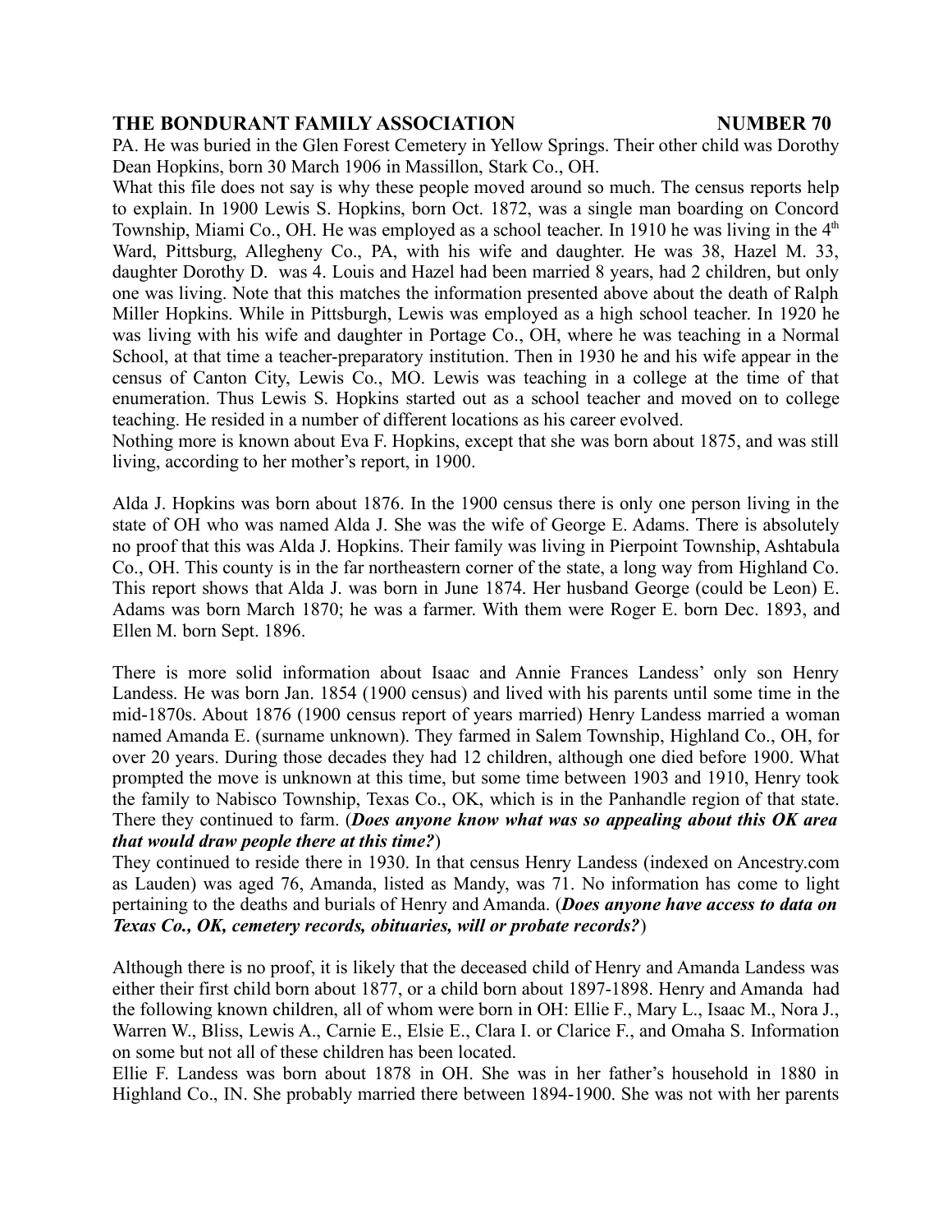PA. He was buried in the Glen Forest Cemetery in Yellow Springs. Their other child was Dorothy Dean Hopkins, born 30 March 1906 in Massillon, Stark Co., OH.

What this file does not say is why these people moved around so much. The census reports help to explain. In 1900 Lewis S. Hopkins, born Oct. 1872, was a single man boarding on Concord Township, Miami Co., OH. He was employed as a school teacher. In 1910 he was living in the 4th Ward, Pittsburg, Allegheny Co., PA, with his wife and daughter. He was 38, Hazel M. 33, daughter Dorothy D. was 4. Louis and Hazel had been married 8 years, had 2 children, but only one was living. Note that this matches the information presented above about the death of Ralph Miller Hopkins. While in Pittsburgh, Lewis was employed as a high school teacher. In 1920 he was living with his wife and daughter in Portage Co., OH, where he was teaching in a Normal School, at that time a teacher-preparatory institution. Then in 1930 he and his wife appear in the census of Canton City, Lewis Co., MO. Lewis was teaching in a college at the time of that enumeration. Thus Lewis S. Hopkins started out as a school teacher and moved on to college teaching. He resided in a number of different locations as his career evolved.

Nothing more is known about Eva F. Hopkins, except that she was born about 1875, and was still living, according to her mother's report, in 1900.

Alda J. Hopkins was born about 1876. In the 1900 census there is only one person living in the state of OH who was named Alda J. She was the wife of George E. Adams. There is absolutely no proof that this was Alda J. Hopkins. Their family was living in Pierpoint Township, Ashtabula Co., OH. This county is in the far northeastern corner of the state, a long way from Highland Co. This report shows that Alda J. was born in June 1874. Her husband George (could be Leon) E. Adams was born March 1870; he was a farmer. With them were Roger E. born Dec. 1893, and Ellen M. born Sept. 1896.

There is more solid information about Isaac and Annie Frances Landess' only son Henry Landess. He was born Jan. 1854 (1900 census) and lived with his parents until some time in the mid-1870s. About 1876 (1900 census report of years married) Henry Landess married a woman named Amanda E. (surname unknown). They farmed in Salem Township, Highland Co., OH, for over 20 years. During those decades they had 12 children, although one died before 1900. What prompted the move is unknown at this time, but some time between 1903 and 1910, Henry took the family to Nabisco Township, Texas Co., OK, which is in the Panhandle region of that state. There they continued to farm. (***Does anyone know what was so appealing about this OK area that would draw people there at this time?***)

They continued to reside there in 1930. In that census Henry Landess (indexed on Ancestry.com as Lauden) was aged 76, Amanda, listed as Mandy, was 71. No information has come to light pertaining to the deaths and burials of Henry and Amanda. (***Does anyone have access to data on Texas Co., OK, cemetery records, obituaries, will or probate records?***)

Although there is no proof, it is likely that the deceased child of Henry and Amanda Landess was either their first child born about 1877, or a child born about 1897-1898. Henry and Amanda had the following known children, all of whom were born in OH: Ellie F., Mary L., Isaac M., Nora J., Warren W., Bliss, Lewis A., Carnie E., Elsie E., Clara I. or Clarice F., and Omaha S. Information on some but not all of these children has been located.

Ellie F. Landess was born about 1878 in OH. She was in her father's household in 1880 in Highland Co., IN. She probably married there between 1894-1900. She was not with her parents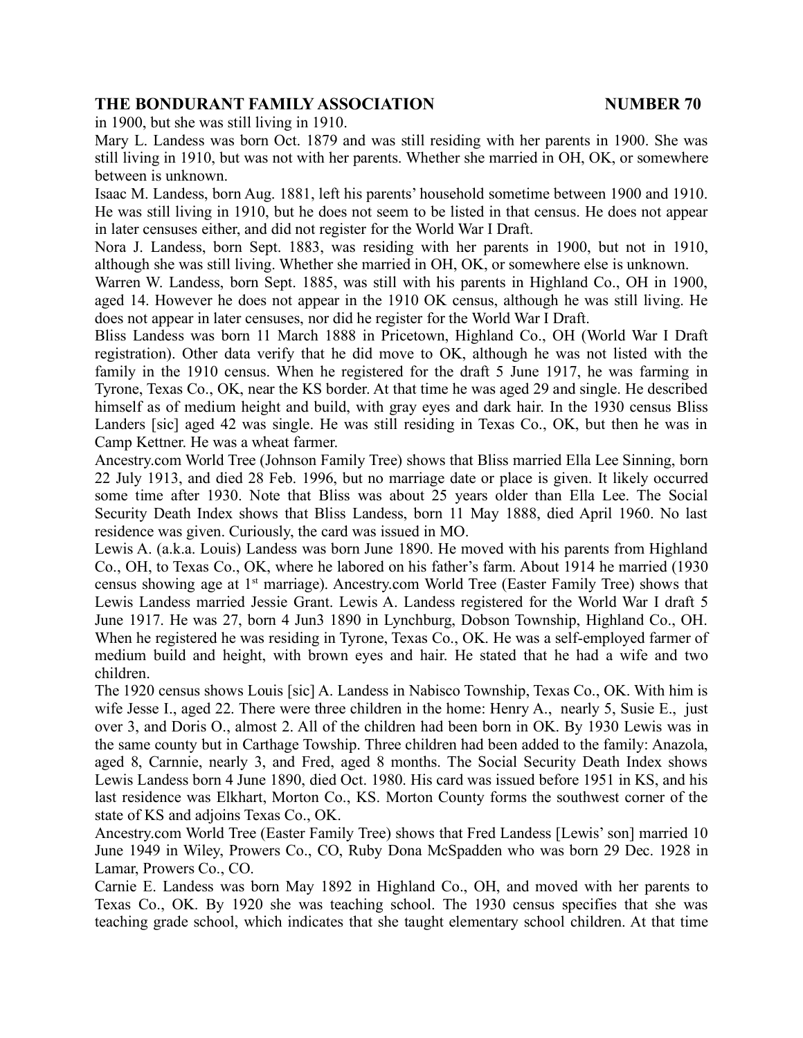in 1900, but she was still living in 1910.

Mary L. Landess was born Oct. 1879 and was still residing with her parents in 1900. She was still living in 1910, but was not with her parents. Whether she married in OH, OK, or somewhere between is unknown.

Isaac M. Landess, born Aug. 1881, left his parents' household sometime between 1900 and 1910. He was still living in 1910, but he does not seem to be listed in that census. He does not appear in later censuses either, and did not register for the World War I Draft.

Nora J. Landess, born Sept. 1883, was residing with her parents in 1900, but not in 1910, although she was still living. Whether she married in OH, OK, or somewhere else is unknown.

Warren W. Landess, born Sept. 1885, was still with his parents in Highland Co., OH in 1900, aged 14. However he does not appear in the 1910 OK census, although he was still living. He does not appear in later censuses, nor did he register for the World War I Draft.

Bliss Landess was born 11 March 1888 in Pricetown, Highland Co., OH (World War I Draft registration). Other data verify that he did move to OK, although he was not listed with the family in the 1910 census. When he registered for the draft 5 June 1917, he was farming in Tyrone, Texas Co., OK, near the KS border. At that time he was aged 29 and single. He described himself as of medium height and build, with gray eyes and dark hair. In the 1930 census Bliss Landers [sic] aged 42 was single. He was still residing in Texas Co., OK, but then he was in Camp Kettner. He was a wheat farmer.

Ancestry.com World Tree (Johnson Family Tree) shows that Bliss married Ella Lee Sinning, born 22 July 1913, and died 28 Feb. 1996, but no marriage date or place is given. It likely occurred some time after 1930. Note that Bliss was about 25 years older than Ella Lee. The Social Security Death Index shows that Bliss Landess, born 11 May 1888, died April 1960. No last residence was given. Curiously, the card was issued in MO.

Lewis A. (a.k.a. Louis) Landess was born June 1890. He moved with his parents from Highland Co., OH, to Texas Co., OK, where he labored on his father's farm. About 1914 he married (1930 census showing age at 1st marriage). Ancestry.com World Tree (Easter Family Tree) shows that Lewis Landess married Jessie Grant. Lewis A. Landess registered for the World War I draft 5 June 1917. He was 27, born 4 Jun3 1890 in Lynchburg, Dobson Township, Highland Co., OH. When he registered he was residing in Tyrone, Texas Co., OK. He was a self-employed farmer of medium build and height, with brown eyes and hair. He stated that he had a wife and two children.

The 1920 census shows Louis [sic] A. Landess in Nabisco Township, Texas Co., OK. With him is wife Jesse I., aged 22. There were three children in the home: Henry A., nearly 5, Susie E., just over 3, and Doris O., almost 2. All of the children had been born in OK. By 1930 Lewis was in the same county but in Carthage Towship. Three children had been added to the family: Anazola, aged 8, Carnnie, nearly 3, and Fred, aged 8 months. The Social Security Death Index shows Lewis Landess born 4 June 1890, died Oct. 1980. His card was issued before 1951 in KS, and his last residence was Elkhart, Morton Co., KS. Morton County forms the southwest corner of the state of KS and adjoins Texas Co., OK.

Ancestry.com World Tree (Easter Family Tree) shows that Fred Landess [Lewis' son] married 10 June 1949 in Wiley, Prowers Co., CO, Ruby Dona McSpadden who was born 29 Dec. 1928 in Lamar, Prowers Co., CO.

Carnie E. Landess was born May 1892 in Highland Co., OH, and moved with her parents to Texas Co., OK. By 1920 she was teaching school. The 1930 census specifies that she was teaching grade school, which indicates that she taught elementary school children. At that time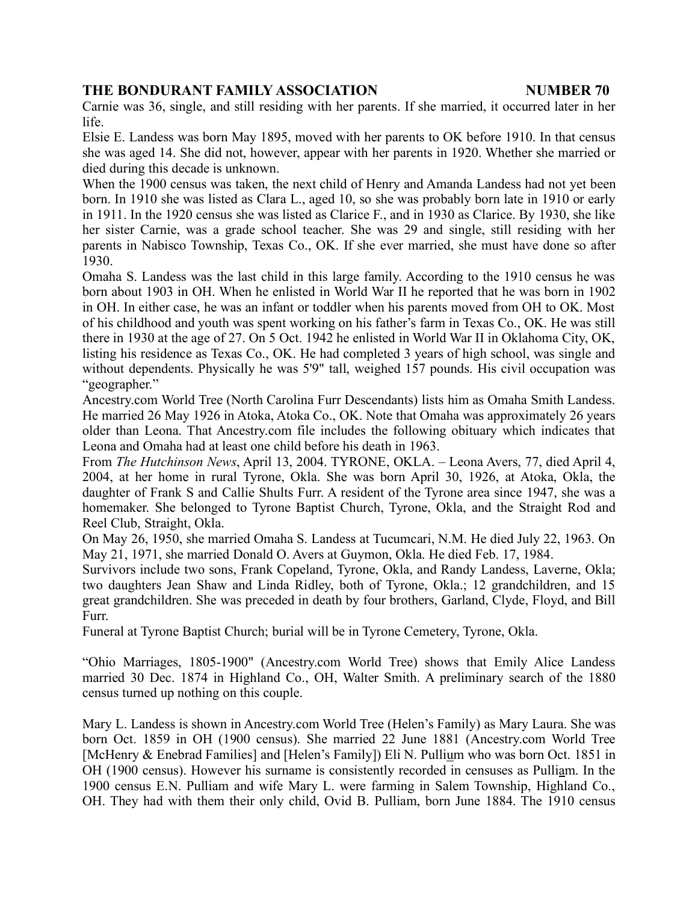Carnie was 36, single, and still residing with her parents. If she married, it occurred later in her life.

Elsie E. Landess was born May 1895, moved with her parents to OK before 1910. In that census she was aged 14. She did not, however, appear with her parents in 1920. Whether she married or died during this decade is unknown.

When the 1900 census was taken, the next child of Henry and Amanda Landess had not yet been born. In 1910 she was listed as Clara L., aged 10, so she was probably born late in 1910 or early in 1911. In the 1920 census she was listed as Clarice F., and in 1930 as Clarice. By 1930, she like her sister Carnie, was a grade school teacher. She was 29 and single, still residing with her parents in Nabisco Township, Texas Co., OK. If she ever married, she must have done so after 1930.

Omaha S. Landess was the last child in this large family. According to the 1910 census he was born about 1903 in OH. When he enlisted in World War II he reported that he was born in 1902 in OH. In either case, he was an infant or toddler when his parents moved from OH to OK. Most of his childhood and youth was spent working on his father's farm in Texas Co., OK. He was still there in 1930 at the age of 27. On 5 Oct. 1942 he enlisted in World War II in Oklahoma City, OK, listing his residence as Texas Co., OK. He had completed 3 years of high school, was single and without dependents. Physically he was 5'9" tall, weighed 157 pounds. His civil occupation was "geographer."

Ancestry.com World Tree (North Carolina Furr Descendants) lists him as Omaha Smith Landess. He married 26 May 1926 in Atoka, Atoka Co., OK. Note that Omaha was approximately 26 years older than Leona. That Ancestry.com file includes the following obituary which indicates that Leona and Omaha had at least one child before his death in 1963.

From *The Hutchinson News*, April 13, 2004. TYRONE, OKLA. – Leona Avers, 77, died April 4, 2004, at her home in rural Tyrone, Okla. She was born April 30, 1926, at Atoka, Okla, the daughter of Frank S and Callie Shults Furr. A resident of the Tyrone area since 1947, she was a homemaker. She belonged to Tyrone Baptist Church, Tyrone, Okla, and the Straight Rod and Reel Club, Straight, Okla.

On May 26, 1950, she married Omaha S. Landess at Tucumcari, N.M. He died July 22, 1963. On May 21, 1971, she married Donald O. Avers at Guymon, Okla. He died Feb. 17, 1984.

Survivors include two sons, Frank Copeland, Tyrone, Okla, and Randy Landess, Laverne, Okla; two daughters Jean Shaw and Linda Ridley, both of Tyrone, Okla.; 12 grandchildren, and 15 great grandchildren. She was preceded in death by four brothers, Garland, Clyde, Floyd, and Bill Furr.

Funeral at Tyrone Baptist Church; burial will be in Tyrone Cemetery, Tyrone, Okla.

"Ohio Marriages, 1805-1900" (Ancestry.com World Tree) shows that Emily Alice Landess married 30 Dec. 1874 in Highland Co., OH, Walter Smith. A preliminary search of the 1880 census turned up nothing on this couple.

Mary L. Landess is shown in Ancestry.com World Tree (Helen's Family) as Mary Laura. She was born Oct. 1859 in OH (1900 census). She married 22 June 1881 (Ancestry.com World Tree [McHenry & Enebrad Families] and [Helen's Family]) Eli N. Pullium who was born Oct. 1851 in OH (1900 census). However his surname is consistently recorded in censuses as Pulliam. In the 1900 census E.N. Pulliam and wife Mary L. were farming in Salem Township, Highland Co., OH. They had with them their only child, Ovid B. Pulliam, born June 1884. The 1910 census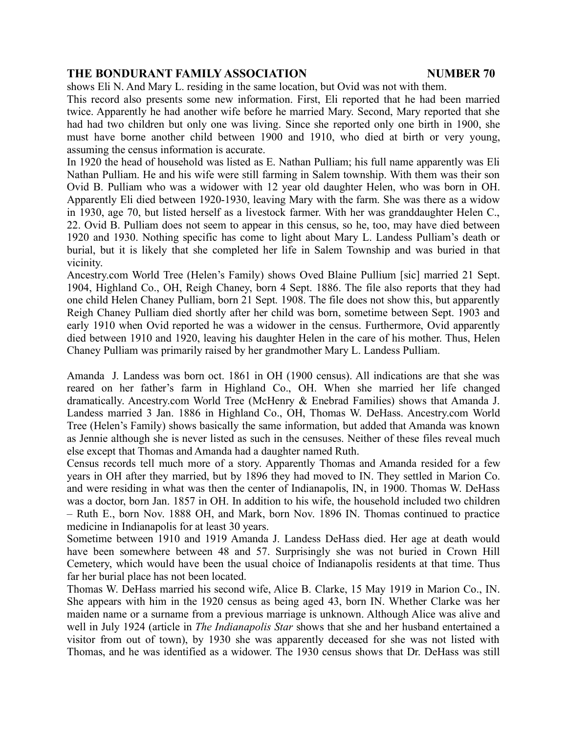shows Eli N. And Mary L. residing in the same location, but Ovid was not with them.

This record also presents some new information. First, Eli reported that he had been married twice. Apparently he had another wife before he married Mary. Second, Mary reported that she had had two children but only one was living. Since she reported only one birth in 1900, she must have borne another child between 1900 and 1910, who died at birth or very young, assuming the census information is accurate.

In 1920 the head of household was listed as E. Nathan Pulliam; his full name apparently was Eli Nathan Pulliam. He and his wife were still farming in Salem township. With them was their son Ovid B. Pulliam who was a widower with 12 year old daughter Helen, who was born in OH. Apparently Eli died between 1920-1930, leaving Mary with the farm. She was there as a widow in 1930, age 70, but listed herself as a livestock farmer. With her was granddaughter Helen C., 22. Ovid B. Pulliam does not seem to appear in this census, so he, too, may have died between 1920 and 1930. Nothing specific has come to light about Mary L. Landess Pulliam's death or burial, but it is likely that she completed her life in Salem Township and was buried in that vicinity.

Ancestry.com World Tree (Helen's Family) shows Oved Blaine Pullium [sic] married 21 Sept. 1904, Highland Co., OH, Reigh Chaney, born 4 Sept. 1886. The file also reports that they had one child Helen Chaney Pulliam, born 21 Sept. 1908. The file does not show this, but apparently Reigh Chaney Pulliam died shortly after her child was born, sometime between Sept. 1903 and early 1910 when Ovid reported he was a widower in the census. Furthermore, Ovid apparently died between 1910 and 1920, leaving his daughter Helen in the care of his mother. Thus, Helen Chaney Pulliam was primarily raised by her grandmother Mary L. Landess Pulliam.

Amanda J. Landess was born oct. 1861 in OH (1900 census). All indications are that she was reared on her father's farm in Highland Co., OH. When she married her life changed dramatically. Ancestry.com World Tree (McHenry & Enebrad Families) shows that Amanda J. Landess married 3 Jan. 1886 in Highland Co., OH, Thomas W. DeHass. Ancestry.com World Tree (Helen's Family) shows basically the same information, but added that Amanda was known as Jennie although she is never listed as such in the censuses. Neither of these files reveal much else except that Thomas and Amanda had a daughter named Ruth.

Census records tell much more of a story. Apparently Thomas and Amanda resided for a few years in OH after they married, but by 1896 they had moved to IN. They settled in Marion Co. and were residing in what was then the center of Indianapolis, IN, in 1900. Thomas W. DeHass was a doctor, born Jan. 1857 in OH. In addition to his wife, the household included two children – Ruth E., born Nov. 1888 OH, and Mark, born Nov. 1896 IN. Thomas continued to practice medicine in Indianapolis for at least 30 years.

Sometime between 1910 and 1919 Amanda J. Landess DeHass died. Her age at death would have been somewhere between 48 and 57. Surprisingly she was not buried in Crown Hill Cemetery, which would have been the usual choice of Indianapolis residents at that time. Thus far her burial place has not been located.

Thomas W. DeHass married his second wife, Alice B. Clarke, 15 May 1919 in Marion Co., IN. She appears with him in the 1920 census as being aged 43, born IN. Whether Clarke was her maiden name or a surname from a previous marriage is unknown. Although Alice was alive and well in July 1924 (article in *The Indianapolis Star* shows that she and her husband entertained a visitor from out of town), by 1930 she was apparently deceased for she was not listed with Thomas, and he was identified as a widower. The 1930 census shows that Dr. DeHass was still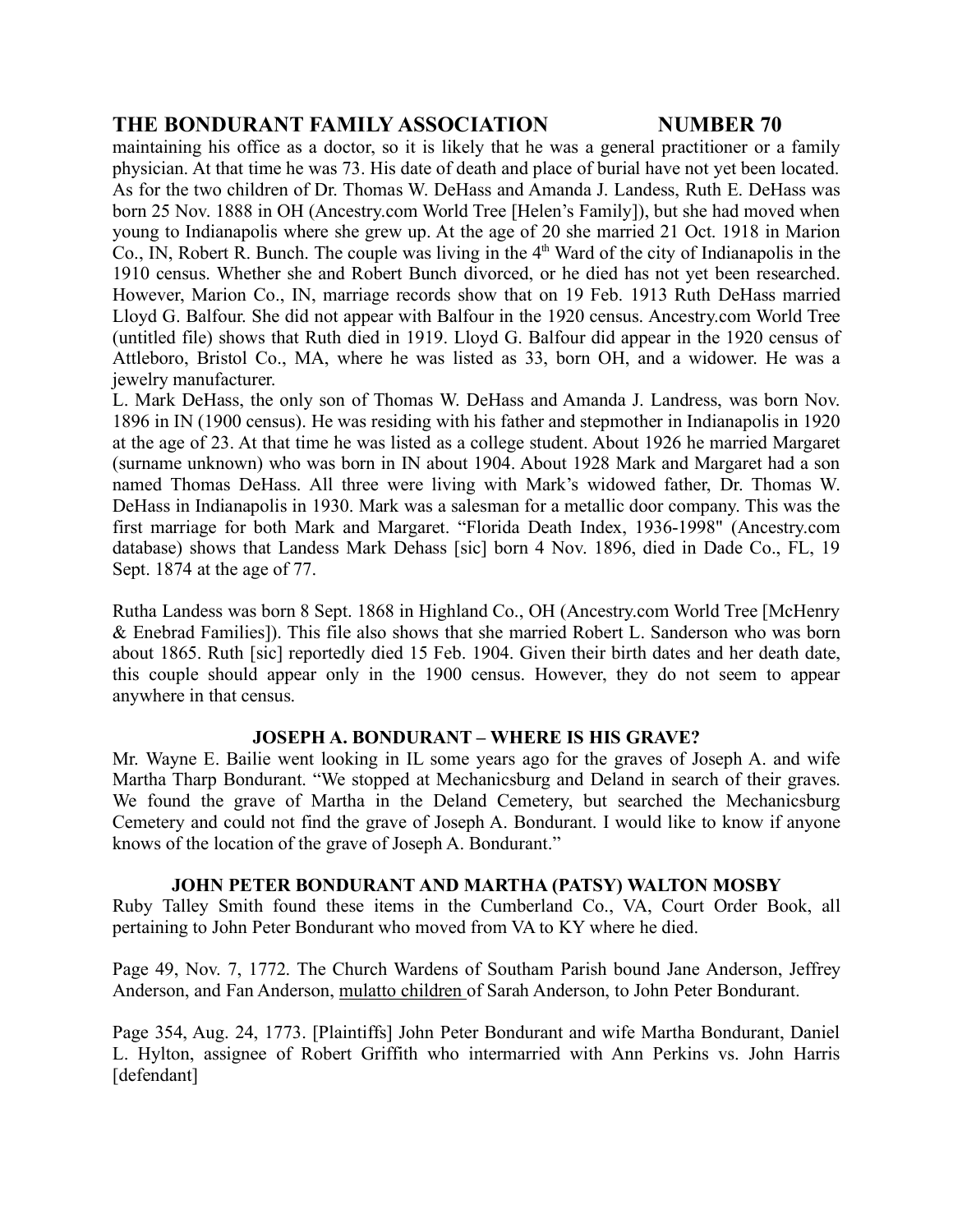maintaining his office as a doctor, so it is likely that he was a general practitioner or a family physician. At that time he was 73. His date of death and place of burial have not yet been located. As for the two children of Dr. Thomas W. DeHass and Amanda J. Landess, Ruth E. DeHass was born 25 Nov. 1888 in OH (Ancestry.com World Tree [Helen's Family]), but she had moved when young to Indianapolis where she grew up. At the age of 20 she married 21 Oct. 1918 in Marion Co., IN, Robert R. Bunch. The couple was living in the 4th Ward of the city of Indianapolis in the 1910 census. Whether she and Robert Bunch divorced, or he died has not yet been researched. However, Marion Co., IN, marriage records show that on 19 Feb. 1913 Ruth DeHass married Lloyd G. Balfour. She did not appear with Balfour in the 1920 census. Ancestry.com World Tree (untitled file) shows that Ruth died in 1919. Lloyd G. Balfour did appear in the 1920 census of Attleboro, Bristol Co., MA, where he was listed as 33, born OH, and a widower. He was a jewelry manufacturer.

L. Mark DeHass, the only son of Thomas W. DeHass and Amanda J. Landress, was born Nov. 1896 in IN (1900 census). He was residing with his father and stepmother in Indianapolis in 1920 at the age of 23. At that time he was listed as a college student. About 1926 he married Margaret (surname unknown) who was born in IN about 1904. About 1928 Mark and Margaret had a son named Thomas DeHass. All three were living with Mark's widowed father, Dr. Thomas W. DeHass in Indianapolis in 1930. Mark was a salesman for a metallic door company. This was the first marriage for both Mark and Margaret. "Florida Death Index, 1936-1998" (Ancestry.com database) shows that Landess Mark Dehass [sic] born 4 Nov. 1896, died in Dade Co., FL, 19 Sept. 1874 at the age of 77.

Rutha Landess was born 8 Sept. 1868 in Highland Co., OH (Ancestry.com World Tree [McHenry & Enebrad Families]). This file also shows that she married Robert L. Sanderson who was born about 1865. Ruth [sic] reportedly died 15 Feb. 1904. Given their birth dates and her death date, this couple should appear only in the 1900 census. However, they do not seem to appear anywhere in that census.

### JOSEPH A. BONDURANT – WHERE IS HIS GRAVE?

Mr. Wayne E. Bailie went looking in IL some years ago for the graves of Joseph A. and wife Martha Tharp Bondurant. "We stopped at Mechanicsburg and Deland in search of their graves. We found the grave of Martha in the Deland Cemetery, but searched the Mechanicsburg Cemetery and could not find the grave of Joseph A. Bondurant. I would like to know if anyone knows of the location of the grave of Joseph A. Bondurant."

### JOHN PETER BONDURANT AND MARTHA (PATSY) WALTON MOSBY

Ruby Talley Smith found these items in the Cumberland Co., VA, Court Order Book, all pertaining to John Peter Bondurant who moved from VA to KY where he died.

Page 49, Nov. 7, 1772. The Church Wardens of Southam Parish bound Jane Anderson, Jeffrey Anderson, and Fan Anderson, mulatto children of Sarah Anderson, to John Peter Bondurant.

Page 354, Aug. 24, 1773. [Plaintiffs] John Peter Bondurant and wife Martha Bondurant, Daniel L. Hylton, assignee of Robert Griffith who intermarried with Ann Perkins vs. John Harris [defendant]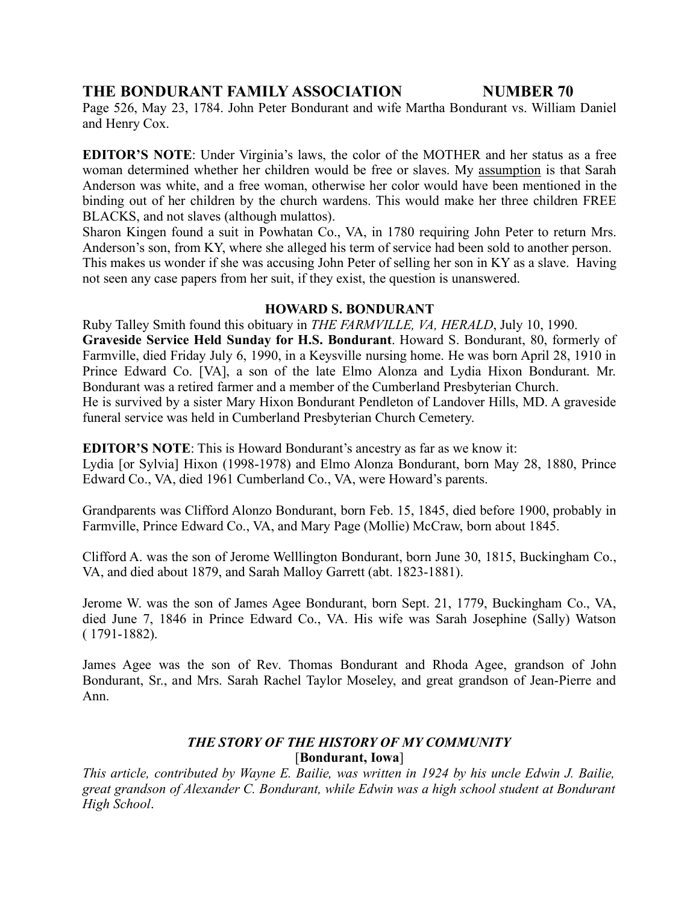Page 526, May 23, 1784. John Peter Bondurant and wife Martha Bondurant vs. William Daniel and Henry Cox.

**EDITOR'S NOTE**: Under Virginia's laws, the color of the MOTHER and her status as a free woman determined whether her children would be free or slaves. My assumption is that Sarah Anderson was white, and a free woman, otherwise her color would have been mentioned in the binding out of her children by the church wardens. This would make her three children FREE BLACKS, and not slaves (although mulattos).

Sharon Kingen found a suit in Powhatan Co., VA, in 1780 requiring John Peter to return Mrs. Anderson's son, from KY, where she alleged his term of service had been sold to another person. This makes us wonder if she was accusing John Peter of selling her son in KY as a slave. Having not seen any case papers from her suit, if they exist, the question is unanswered.

### HOWARD S. BONDURANT

Ruby Talley Smith found this obituary in *THE FARMVILLE, VA, HERALD*, July 10, 1990.

**Graveside Service Held Sunday for H.S. Bondurant**. Howard S. Bondurant, 80, formerly of Farmville, died Friday July 6, 1990, in a Keysville nursing home. He was born April 28, 1910 in Prince Edward Co. [VA], a son of the late Elmo Alonza and Lydia Hixon Bondurant. Mr. Bondurant was a retired farmer and a member of the Cumberland Presbyterian Church.

He is survived by a sister Mary Hixon Bondurant Pendleton of Landover Hills, MD. A graveside funeral service was held in Cumberland Presbyterian Church Cemetery.

**EDITOR'S NOTE**: This is Howard Bondurant's ancestry as far as we know it:

Lydia [or Sylvia] Hixon (1998-1978) and Elmo Alonza Bondurant, born May 28, 1880, Prince Edward Co., VA, died 1961 Cumberland Co., VA, were Howard's parents.

Grandparents was Clifford Alonzo Bondurant, born Feb. 15, 1845, died before 1900, probably in Farmville, Prince Edward Co., VA, and Mary Page (Mollie) McCraw, born about 1845.

Clifford A. was the son of Jerome Welllington Bondurant, born June 30, 1815, Buckingham Co., VA, and died about 1879, and Sarah Malloy Garrett (abt. 1823-1881).

Jerome W. was the son of James Agee Bondurant, born Sept. 21, 1779, Buckingham Co., VA, died June 7, 1846 in Prince Edward Co., VA. His wife was Sarah Josephine (Sally) Watson ( 1791-1882).

James Agee was the son of Rev. Thomas Bondurant and Rhoda Agee, grandson of John Bondurant, Sr., and Mrs. Sarah Rachel Taylor Moseley, and great grandson of Jean-Pierre and Ann.

### *THE STORY OF THE HISTORY OF MY COMMUNITY*
[**Bondurant, Iowa**]

*This article, contributed by Wayne E. Bailie, was written in 1924 by his uncle Edwin J. Bailie, great grandson of Alexander C. Bondurant, while Edwin was a high school student at Bondurant High School*.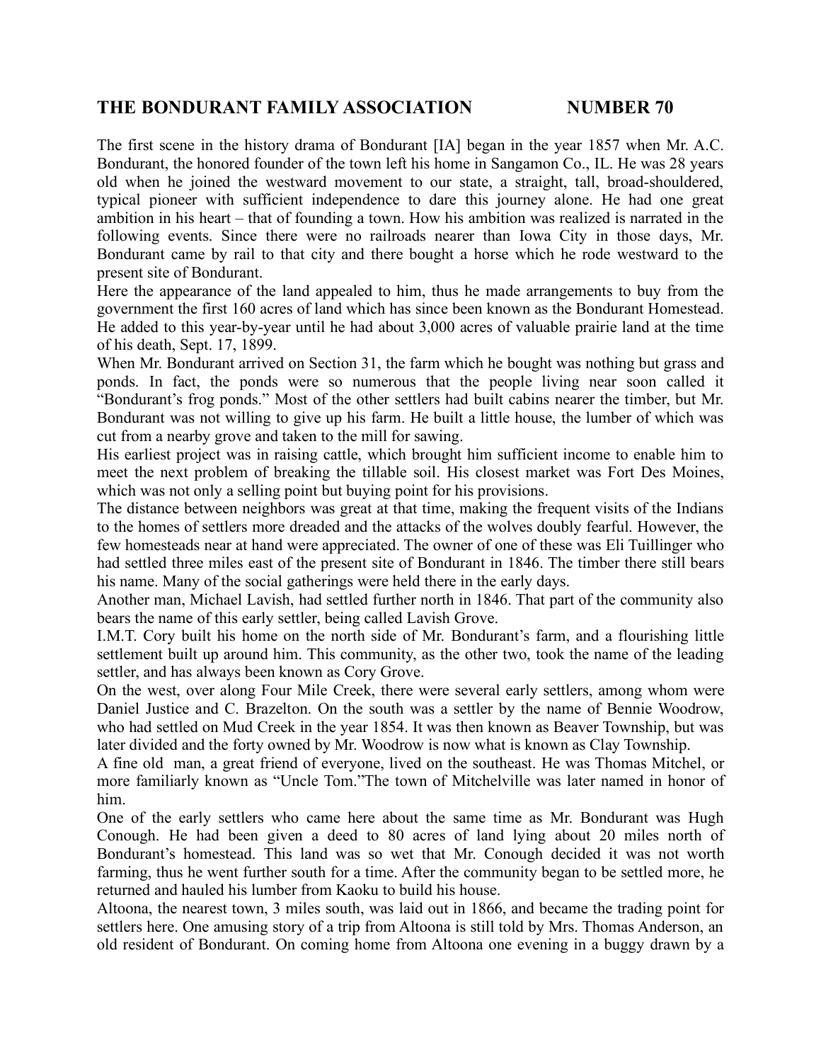# THE BONDURANT FAMILY ASSOCIATION NUMBER 70

The first scene in the history drama of Bondurant [IA] began in the year 1857 when Mr. A.C. Bondurant, the honored founder of the town left his home in Sangamon Co., IL. He was 28 years old when he joined the westward movement to our state, a straight, tall, broad-shouldered, typical pioneer with sufficient independence to dare this journey alone. He had one great ambition in his heart – that of founding a town. How his ambition was realized is narrated in the following events. Since there were no railroads nearer than Iowa City in those days, Mr. Bondurant came by rail to that city and there bought a horse which he rode westward to the present site of Bondurant.

Here the appearance of the land appealed to him, thus he made arrangements to buy from the government the first 160 acres of land which has since been known as the Bondurant Homestead. He added to this year-by-year until he had about 3,000 acres of valuable prairie land at the time of his death, Sept. 17, 1899.

When Mr. Bondurant arrived on Section 31, the farm which he bought was nothing but grass and ponds. In fact, the ponds were so numerous that the people living near soon called it "Bondurant's frog ponds." Most of the other settlers had built cabins nearer the timber, but Mr. Bondurant was not willing to give up his farm. He built a little house, the lumber of which was cut from a nearby grove and taken to the mill for sawing.

His earliest project was in raising cattle, which brought him sufficient income to enable him to meet the next problem of breaking the tillable soil. His closest market was Fort Des Moines, which was not only a selling point but buying point for his provisions.

The distance between neighbors was great at that time, making the frequent visits of the Indians to the homes of settlers more dreaded and the attacks of the wolves doubly fearful. However, the few homesteads near at hand were appreciated. The owner of one of these was Eli Tuillinger who had settled three miles east of the present site of Bondurant in 1846. The timber there still bears his name. Many of the social gatherings were held there in the early days.

Another man, Michael Lavish, had settled further north in 1846. That part of the community also bears the name of this early settler, being called Lavish Grove.

I.M.T. Cory built his home on the north side of Mr. Bondurant's farm, and a flourishing little settlement built up around him. This community, as the other two, took the name of the leading settler, and has always been known as Cory Grove.

On the west, over along Four Mile Creek, there were several early settlers, among whom were Daniel Justice and C. Brazelton. On the south was a settler by the name of Bennie Woodrow, who had settled on Mud Creek in the year 1854. It was then known as Beaver Township, but was later divided and the forty owned by Mr. Woodrow is now what is known as Clay Township.

A fine old man, a great friend of everyone, lived on the southeast. He was Thomas Mitchel, or more familiarly known as "Uncle Tom."The town of Mitchelville was later named in honor of him.

One of the early settlers who came here about the same time as Mr. Bondurant was Hugh Conough. He had been given a deed to 80 acres of land lying about 20 miles north of Bondurant's homestead. This land was so wet that Mr. Conough decided it was not worth farming, thus he went further south for a time. After the community began to be settled more, he returned and hauled his lumber from Kaoku to build his house.

Altoona, the nearest town, 3 miles south, was laid out in 1866, and became the trading point for settlers here. One amusing story of a trip from Altoona is still told by Mrs. Thomas Anderson, an old resident of Bondurant. On coming home from Altoona one evening in a buggy drawn by a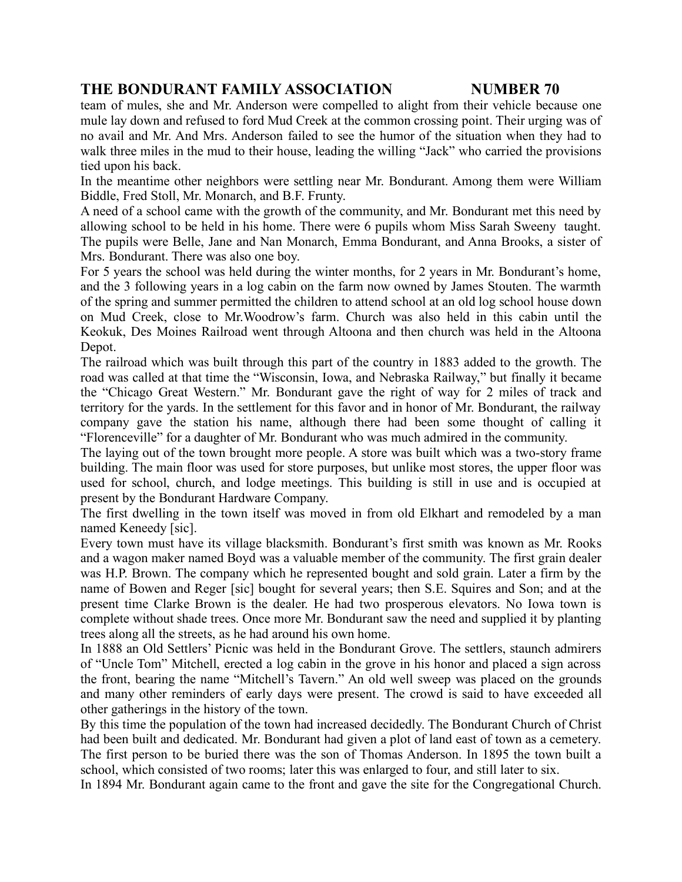team of mules, she and Mr. Anderson were compelled to alight from their vehicle because one mule lay down and refused to ford Mud Creek at the common crossing point. Their urging was of no avail and Mr. And Mrs. Anderson failed to see the humor of the situation when they had to walk three miles in the mud to their house, leading the willing "Jack" who carried the provisions tied upon his back.

In the meantime other neighbors were settling near Mr. Bondurant. Among them were William Biddle, Fred Stoll, Mr. Monarch, and B.F. Frunty.

A need of a school came with the growth of the community, and Mr. Bondurant met this need by allowing school to be held in his home. There were 6 pupils whom Miss Sarah Sweeny taught. The pupils were Belle, Jane and Nan Monarch, Emma Bondurant, and Anna Brooks, a sister of Mrs. Bondurant. There was also one boy.

For 5 years the school was held during the winter months, for 2 years in Mr. Bondurant's home, and the 3 following years in a log cabin on the farm now owned by James Stouten. The warmth of the spring and summer permitted the children to attend school at an old log school house down on Mud Creek, close to Mr.Woodrow's farm. Church was also held in this cabin until the Keokuk, Des Moines Railroad went through Altoona and then church was held in the Altoona Depot.

The railroad which was built through this part of the country in 1883 added to the growth. The road was called at that time the "Wisconsin, Iowa, and Nebraska Railway," but finally it became the "Chicago Great Western." Mr. Bondurant gave the right of way for 2 miles of track and territory for the yards. In the settlement for this favor and in honor of Mr. Bondurant, the railway company gave the station his name, although there had been some thought of calling it "Florenceville" for a daughter of Mr. Bondurant who was much admired in the community.

The laying out of the town brought more people. A store was built which was a two-story frame building. The main floor was used for store purposes, but unlike most stores, the upper floor was used for school, church, and lodge meetings. This building is still in use and is occupied at present by the Bondurant Hardware Company.

The first dwelling in the town itself was moved in from old Elkhart and remodeled by a man named Keneedy [sic].

Every town must have its village blacksmith. Bondurant's first smith was known as Mr. Rooks and a wagon maker named Boyd was a valuable member of the community. The first grain dealer was H.P. Brown. The company which he represented bought and sold grain. Later a firm by the name of Bowen and Reger [sic] bought for several years; then S.E. Squires and Son; and at the present time Clarke Brown is the dealer. He had two prosperous elevators. No Iowa town is complete without shade trees. Once more Mr. Bondurant saw the need and supplied it by planting trees along all the streets, as he had around his own home.

In 1888 an Old Settlers' Picnic was held in the Bondurant Grove. The settlers, staunch admirers of "Uncle Tom" Mitchell, erected a log cabin in the grove in his honor and placed a sign across the front, bearing the name "Mitchell's Tavern." An old well sweep was placed on the grounds and many other reminders of early days were present. The crowd is said to have exceeded all other gatherings in the history of the town.

By this time the population of the town had increased decidedly. The Bondurant Church of Christ had been built and dedicated. Mr. Bondurant had given a plot of land east of town as a cemetery. The first person to be buried there was the son of Thomas Anderson. In 1895 the town built a school, which consisted of two rooms; later this was enlarged to four, and still later to six.

In 1894 Mr. Bondurant again came to the front and gave the site for the Congregational Church.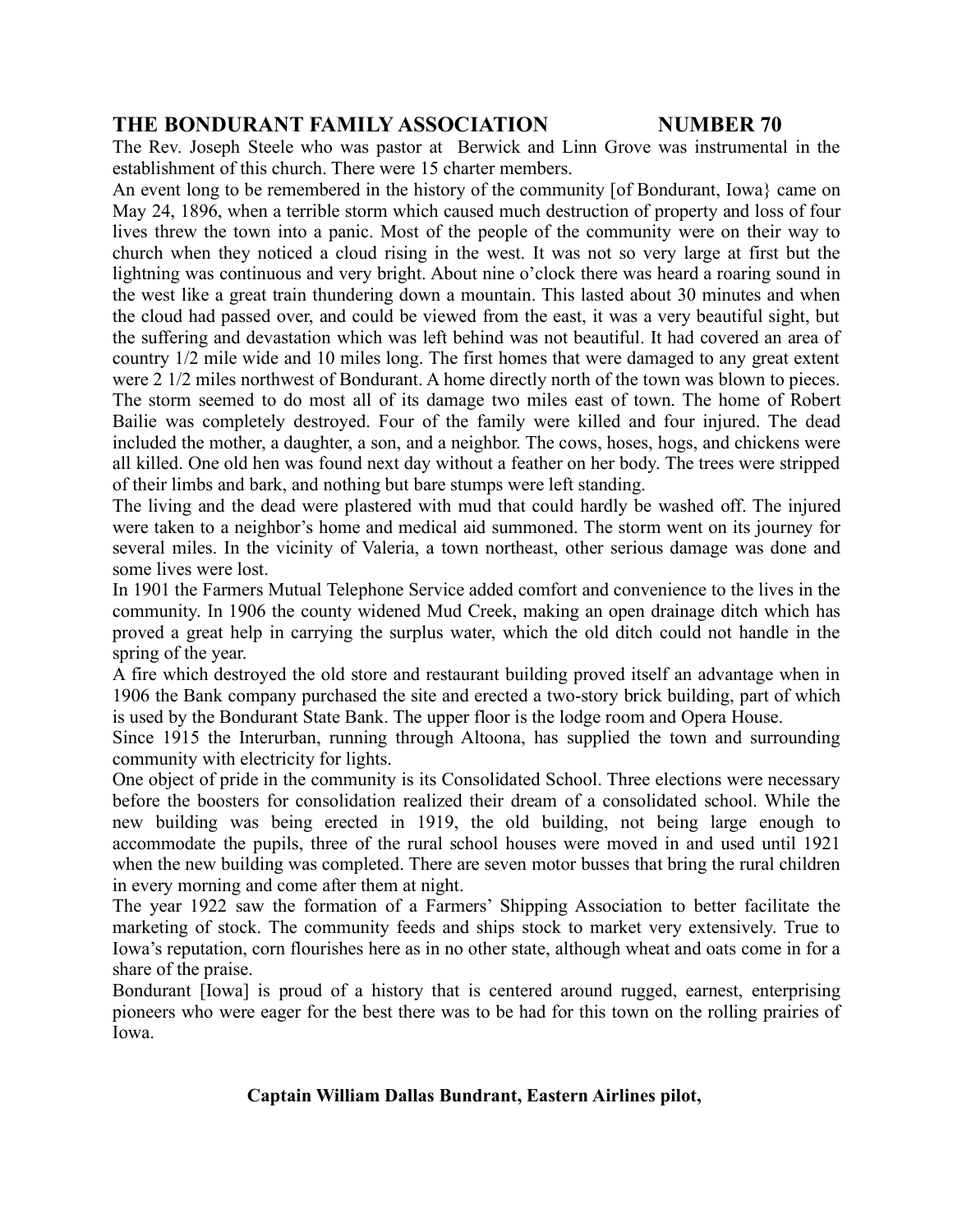The Rev. Joseph Steele who was pastor at Berwick and Linn Grove was instrumental in the establishment of this church. There were 15 charter members.

An event long to be remembered in the history of the community [of Bondurant, Iowa} came on May 24, 1896, when a terrible storm which caused much destruction of property and loss of four lives threw the town into a panic. Most of the people of the community were on their way to church when they noticed a cloud rising in the west. It was not so very large at first but the lightning was continuous and very bright. About nine o'clock there was heard a roaring sound in the west like a great train thundering down a mountain. This lasted about 30 minutes and when the cloud had passed over, and could be viewed from the east, it was a very beautiful sight, but the suffering and devastation which was left behind was not beautiful. It had covered an area of country 1/2 mile wide and 10 miles long. The first homes that were damaged to any great extent were 2 1/2 miles northwest of Bondurant. A home directly north of the town was blown to pieces. The storm seemed to do most all of its damage two miles east of town. The home of Robert Bailie was completely destroyed. Four of the family were killed and four injured. The dead included the mother, a daughter, a son, and a neighbor. The cows, hoses, hogs, and chickens were all killed. One old hen was found next day without a feather on her body. The trees were stripped of their limbs and bark, and nothing but bare stumps were left standing.

The living and the dead were plastered with mud that could hardly be washed off. The injured were taken to a neighbor's home and medical aid summoned. The storm went on its journey for several miles. In the vicinity of Valeria, a town northeast, other serious damage was done and some lives were lost.

In 1901 the Farmers Mutual Telephone Service added comfort and convenience to the lives in the community. In 1906 the county widened Mud Creek, making an open drainage ditch which has proved a great help in carrying the surplus water, which the old ditch could not handle in the spring of the year.

A fire which destroyed the old store and restaurant building proved itself an advantage when in 1906 the Bank company purchased the site and erected a two-story brick building, part of which is used by the Bondurant State Bank. The upper floor is the lodge room and Opera House.

Since 1915 the Interurban, running through Altoona, has supplied the town and surrounding community with electricity for lights.

One object of pride in the community is its Consolidated School. Three elections were necessary before the boosters for consolidation realized their dream of a consolidated school. While the new building was being erected in 1919, the old building, not being large enough to accommodate the pupils, three of the rural school houses were moved in and used until 1921 when the new building was completed. There are seven motor busses that bring the rural children in every morning and come after them at night.

The year 1922 saw the formation of a Farmers' Shipping Association to better facilitate the marketing of stock. The community feeds and ships stock to market very extensively. True to Iowa's reputation, corn flourishes here as in no other state, although wheat and oats come in for a share of the praise.

Bondurant [Iowa] is proud of a history that is centered around rugged, earnest, enterprising pioneers who were eager for the best there was to be had for this town on the rolling prairies of Iowa.

**Captain William Dallas Bundrant, Eastern Airlines pilot,**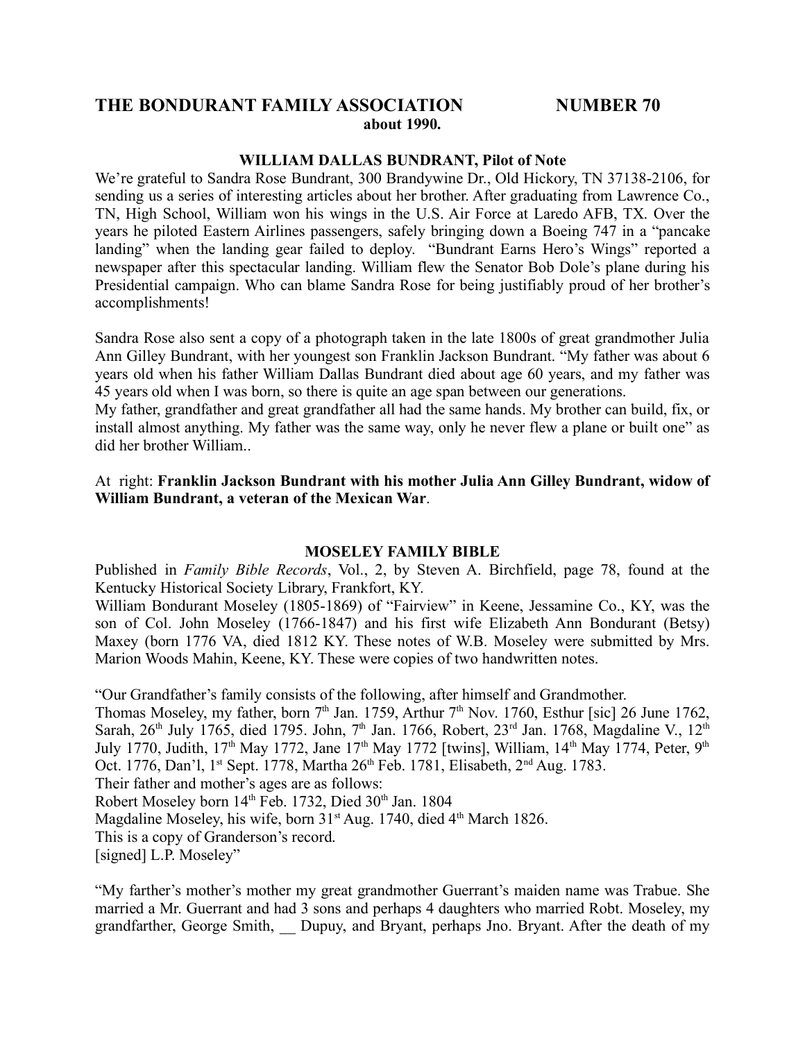## THE BONDURANT FAMILY ASSOCIATION NUMBER 70

**about 1990.**

### WILLIAM DALLAS BUNDRANT, Pilot of Note

We're grateful to Sandra Rose Bundrant, 300 Brandywine Dr., Old Hickory, TN 37138-2106, for sending us a series of interesting articles about her brother. After graduating from Lawrence Co., TN, High School, William won his wings in the U.S. Air Force at Laredo AFB, TX. Over the years he piloted Eastern Airlines passengers, safely bringing down a Boeing 747 in a "pancake landing" when the landing gear failed to deploy. "Bundrant Earns Hero's Wings" reported a newspaper after this spectacular landing. William flew the Senator Bob Dole's plane during his Presidential campaign. Who can blame Sandra Rose for being justifiably proud of her brother's accomplishments!

Sandra Rose also sent a copy of a photograph taken in the late 1800s of great grandmother Julia Ann Gilley Bundrant, with her youngest son Franklin Jackson Bundrant. "My father was about 6 years old when his father William Dallas Bundrant died about age 60 years, and my father was 45 years old when I was born, so there is quite an age span between our generations.
My father, grandfather and great grandfather all had the same hands. My brother can build, fix, or install almost anything. My father was the same way, only he never flew a plane or built one" as did her brother William..

At right: **Franklin Jackson Bundrant with his mother Julia Ann Gilley Bundrant, widow of William Bundrant, a veteran of the Mexican War**.

### MOSELEY FAMILY BIBLE

Published in *Family Bible Records*, Vol., 2, by Steven A. Birchfield, page 78, found at the Kentucky Historical Society Library, Frankfort, KY.
William Bondurant Moseley (1805-1869) of "Fairview" in Keene, Jessamine Co., KY, was the son of Col. John Moseley (1766-1847) and his first wife Elizabeth Ann Bondurant (Betsy) Maxey (born 1776 VA, died 1812 KY. These notes of W.B. Moseley were submitted by Mrs. Marion Woods Mahin, Keene, KY. These were copies of two handwritten notes.

"Our Grandfather's family consists of the following, after himself and Grandmother.
Thomas Moseley, my father, born 7th Jan. 1759, Arthur 7th Nov. 1760, Esthur [sic] 26 June 1762, Sarah, 26th July 1765, died 1795. John, 7th Jan. 1766, Robert, 23rd Jan. 1768, Magdaline V., 12th July 1770, Judith, 17th May 1772, Jane 17th May 1772 [twins], William, 14th May 1774, Peter, 9th Oct. 1776, Dan'l, 1st Sept. 1778, Martha 26th Feb. 1781, Elisabeth, 2nd Aug. 1783.
Their father and mother's ages are as follows:
Robert Moseley born 14th Feb. 1732, Died 30th Jan. 1804
Magdaline Moseley, his wife, born 31st Aug. 1740, died 4th March 1826.
This is a copy of Granderson's record.
[signed] L.P. Moseley"

"My farther's mother's mother my great grandmother Guerrant's maiden name was Trabue. She married a Mr. Guerrant and had 3 sons and perhaps 4 daughters who married Robt. Moseley, my grandfarther, George Smith, __ Dupuy, and Bryant, perhaps Jno. Bryant. After the death of my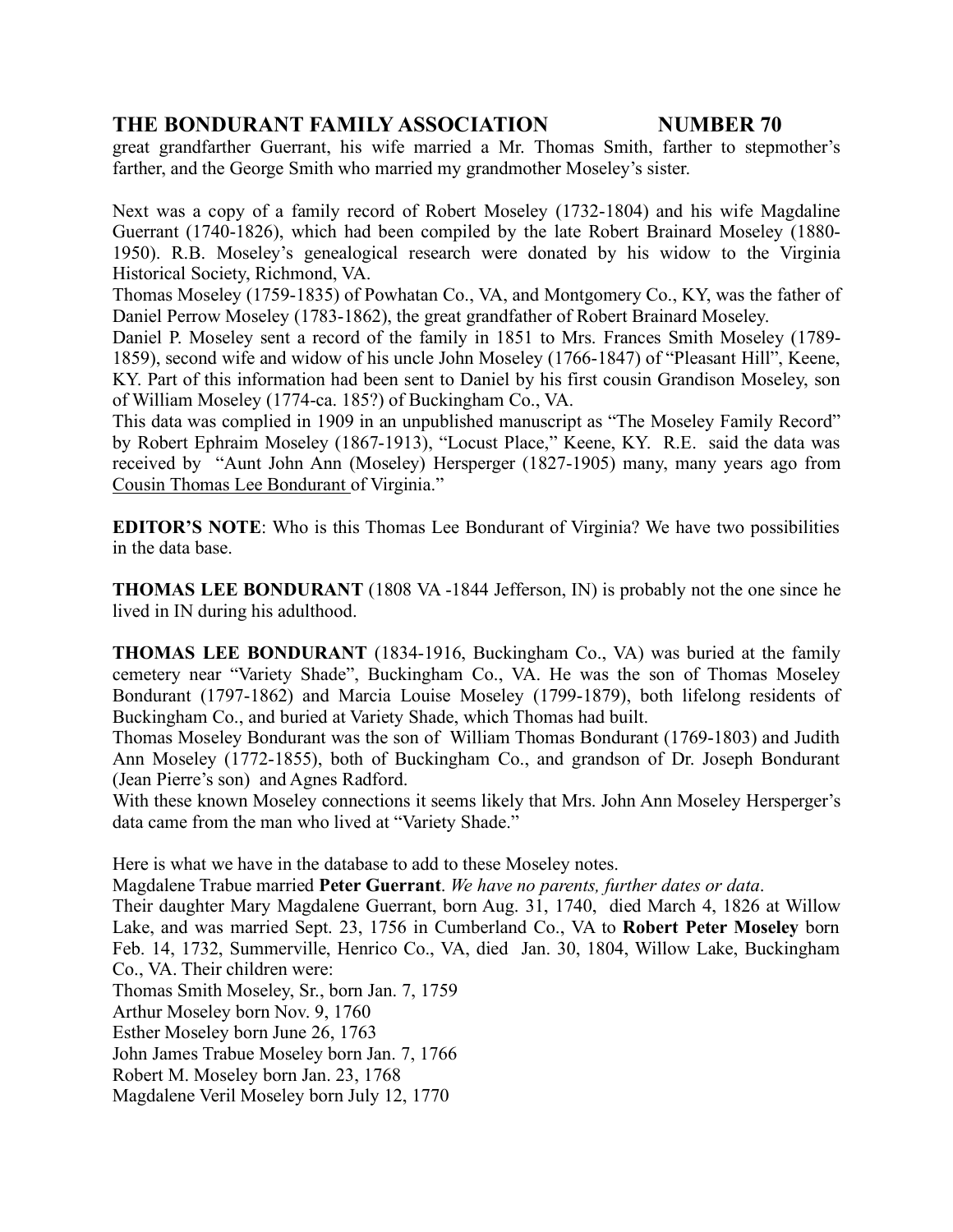great grandfarther Guerrant, his wife married a Mr. Thomas Smith, farther to stepmother's farther, and the George Smith who married my grandmother Moseley's sister.

Next was a copy of a family record of Robert Moseley (1732-1804) and his wife Magdaline Guerrant (1740-1826), which had been compiled by the late Robert Brainard Moseley (1880-1950). R.B. Moseley's genealogical research were donated by his widow to the Virginia Historical Society, Richmond, VA.
Thomas Moseley (1759-1835) of Powhatan Co., VA, and Montgomery Co., KY, was the father of Daniel Perrow Moseley (1783-1862), the great grandfather of Robert Brainard Moseley.
Daniel P. Moseley sent a record of the family in 1851 to Mrs. Frances Smith Moseley (1789-1859), second wife and widow of his uncle John Moseley (1766-1847) of "Pleasant Hill", Keene, KY. Part of this information had been sent to Daniel by his first cousin Grandison Moseley, son of William Moseley (1774-ca. 185?) of Buckingham Co., VA.
This data was complied in 1909 in an unpublished manuscript as "The Moseley Family Record" by Robert Ephraim Moseley (1867-1913), "Locust Place," Keene, KY. R.E. said the data was received by "Aunt John Ann (Moseley) Hersperger (1827-1905) many, many years ago from Cousin Thomas Lee Bondurant of Virginia."

**EDITOR'S NOTE**: Who is this Thomas Lee Bondurant of Virginia? We have two possibilities in the data base.

**THOMAS LEE BONDURANT** (1808 VA -1844 Jefferson, IN) is probably not the one since he lived in IN during his adulthood.

**THOMAS LEE BONDURANT** (1834-1916, Buckingham Co., VA) was buried at the family cemetery near "Variety Shade", Buckingham Co., VA. He was the son of Thomas Moseley Bondurant (1797-1862) and Marcia Louise Moseley (1799-1879), both lifelong residents of Buckingham Co., and buried at Variety Shade, which Thomas had built.
Thomas Moseley Bondurant was the son of William Thomas Bondurant (1769-1803) and Judith Ann Moseley (1772-1855), both of Buckingham Co., and grandson of Dr. Joseph Bondurant (Jean Pierre's son) and Agnes Radford.
With these known Moseley connections it seems likely that Mrs. John Ann Moseley Hersperger's data came from the man who lived at "Variety Shade."

Here is what we have in the database to add to these Moseley notes.
Magdalene Trabue married **Peter Guerrant**. *We have no parents, further dates or data*.
Their daughter Mary Magdalene Guerrant, born Aug. 31, 1740, died March 4, 1826 at Willow Lake, and was married Sept. 23, 1756 in Cumberland Co., VA to **Robert Peter Moseley** born Feb. 14, 1732, Summerville, Henrico Co., VA, died Jan. 30, 1804, Willow Lake, Buckingham Co., VA. Their children were:
Thomas Smith Moseley, Sr., born Jan. 7, 1759
Arthur Moseley born Nov. 9, 1760
Esther Moseley born June 26, 1763
John James Trabue Moseley born Jan. 7, 1766
Robert M. Moseley born Jan. 23, 1768
Magdalene Veril Moseley born July 12, 1770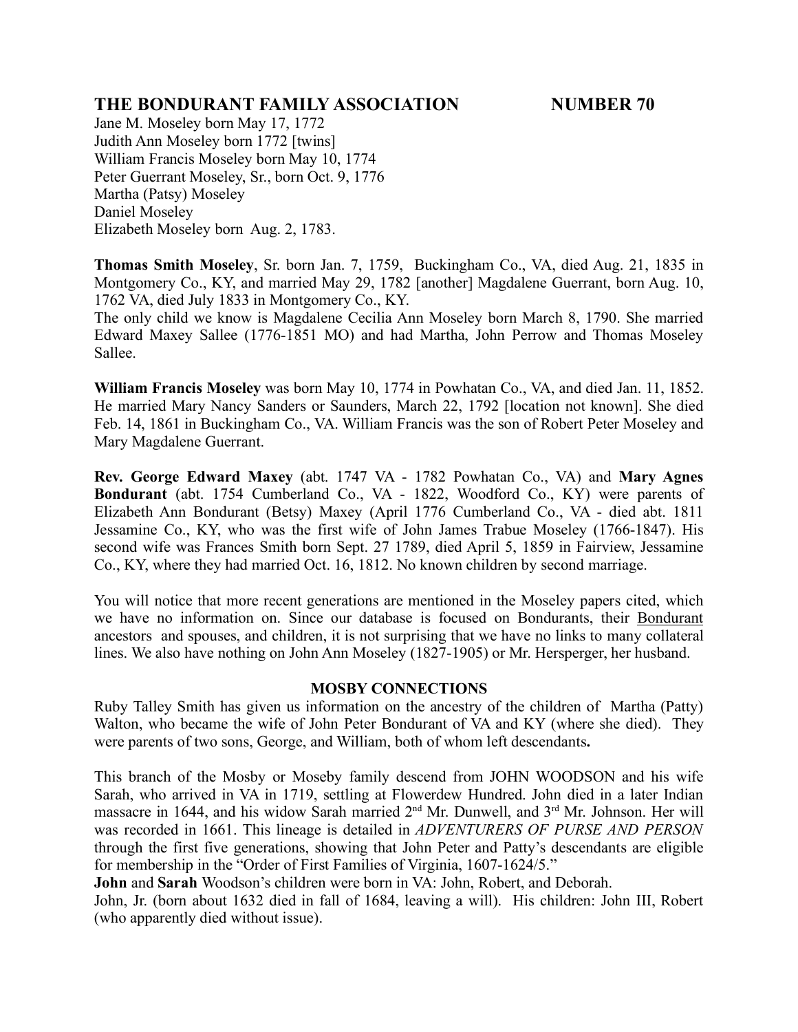Jane M. Moseley born May 17, 1772
Judith Ann Moseley born 1772 [twins]
William Francis Moseley born May 10, 1774
Peter Guerrant Moseley, Sr., born Oct. 9, 1776
Martha (Patsy) Moseley
Daniel Moseley
Elizabeth Moseley born Aug. 2, 1783.

**Thomas Smith Moseley**, Sr. born Jan. 7, 1759, Buckingham Co., VA, died Aug. 21, 1835 in Montgomery Co., KY, and married May 29, 1782 [another] Magdalene Guerrant, born Aug. 10, 1762 VA, died July 1833 in Montgomery Co., KY.
The only child we know is Magdalene Cecilia Ann Moseley born March 8, 1790. She married Edward Maxey Sallee (1776-1851 MO) and had Martha, John Perrow and Thomas Moseley Sallee.

**William Francis Moseley** was born May 10, 1774 in Powhatan Co., VA, and died Jan. 11, 1852. He married Mary Nancy Sanders or Saunders, March 22, 1792 [location not known]. She died Feb. 14, 1861 in Buckingham Co., VA. William Francis was the son of Robert Peter Moseley and Mary Magdalene Guerrant.

**Rev. George Edward Maxey** (abt. 1747 VA - 1782 Powhatan Co., VA) and **Mary Agnes Bondurant** (abt. 1754 Cumberland Co., VA - 1822, Woodford Co., KY) were parents of Elizabeth Ann Bondurant (Betsy) Maxey (April 1776 Cumberland Co., VA - died abt. 1811 Jessamine Co., KY, who was the first wife of John James Trabue Moseley (1766-1847). His second wife was Frances Smith born Sept. 27 1789, died April 5, 1859 in Fairview, Jessamine Co., KY, where they had married Oct. 16, 1812. No known children by second marriage.

You will notice that more recent generations are mentioned in the Moseley papers cited, which we have no information on. Since our database is focused on Bondurants, their Bondurant ancestors and spouses, and children, it is not surprising that we have no links to many collateral lines. We also have nothing on John Ann Moseley (1827-1905) or Mr. Hersperger, her husband.

## MOSBY CONNECTIONS

Ruby Talley Smith has given us information on the ancestry of the children of Martha (Patty) Walton, who became the wife of John Peter Bondurant of VA and KY (where she died). They were parents of two sons, George, and William, both of whom left descendants**.**

This branch of the Mosby or Moseby family descend from JOHN WOODSON and his wife Sarah, who arrived in VA in 1719, settling at Flowerdew Hundred. John died in a later Indian massacre in 1644, and his widow Sarah married 2nd Mr. Dunwell, and 3rd Mr. Johnson. Her will was recorded in 1661. This lineage is detailed in *ADVENTURERS OF PURSE AND PERSON* through the first five generations, showing that John Peter and Patty's descendants are eligible for membership in the "Order of First Families of Virginia, 1607-1624/5."
**John** and **Sarah** Woodson's children were born in VA: John, Robert, and Deborah.
John, Jr. (born about 1632 died in fall of 1684, leaving a will). His children: John III, Robert (who apparently died without issue).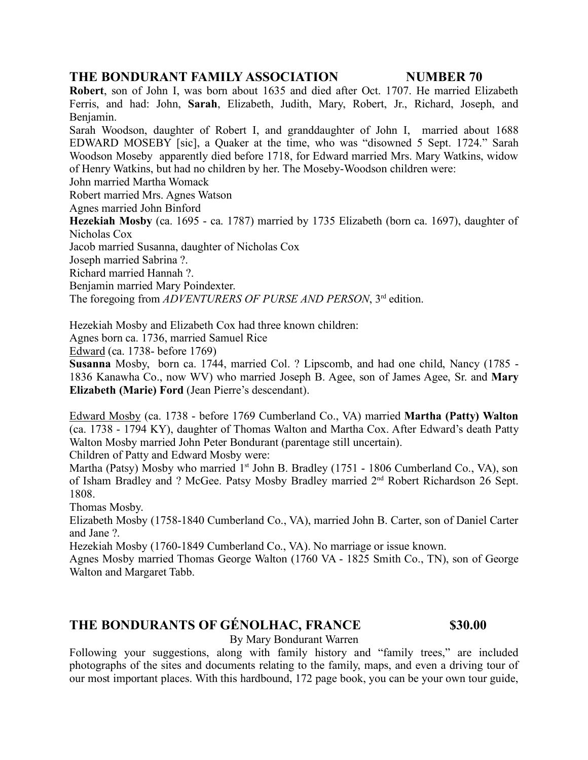## THE BONDURANT FAMILY ASSOCIATION NUMBER 70

**Robert**, son of John I, was born about 1635 and died after Oct. 1707. He married Elizabeth Ferris, and had: John, **Sarah**, Elizabeth, Judith, Mary, Robert, Jr., Richard, Joseph, and Benjamin.

Sarah Woodson, daughter of Robert I, and granddaughter of John I, married about 1688 EDWARD MOSEBY [sic], a Quaker at the time, who was "disowned 5 Sept. 1724." Sarah Woodson Moseby apparently died before 1718, for Edward married Mrs. Mary Watkins, widow of Henry Watkins, but had no children by her. The Moseby-Woodson children were:

John married Martha Womack

Robert married Mrs. Agnes Watson

Agnes married John Binford

**Hezekiah Mosby** (ca. 1695 - ca. 1787) married by 1735 Elizabeth (born ca. 1697), daughter of Nicholas Cox

Jacob married Susanna, daughter of Nicholas Cox

Joseph married Sabrina ?.

Richard married Hannah ?.

Benjamin married Mary Poindexter.

The foregoing from *ADVENTURERS OF PURSE AND PERSON*, 3rd edition.

Hezekiah Mosby and Elizabeth Cox had three known children:

Agnes born ca. 1736, married Samuel Rice

<u>Edward</u> (ca. 1738- before 1769)

**Susanna** Mosby, born ca. 1744, married Col. ? Lipscomb, and had one child, Nancy (1785 - 1836 Kanawha Co., now WV) who married Joseph B. Agee, son of James Agee, Sr. and **Mary Elizabeth (Marie) Ford** (Jean Pierre's descendant).

<u>Edward Mosby</u> (ca. 1738 - before 1769 Cumberland Co., VA) married **Martha (Patty) Walton** (ca. 1738 - 1794 KY), daughter of Thomas Walton and Martha Cox. After Edward's death Patty Walton Mosby married John Peter Bondurant (parentage still uncertain).

Children of Patty and Edward Mosby were:

Martha (Patsy) Mosby who married 1st John B. Bradley (1751 - 1806 Cumberland Co., VA), son of Isham Bradley and ? McGee. Patsy Mosby Bradley married 2nd Robert Richardson 26 Sept. 1808.

Thomas Mosby.

Elizabeth Mosby (1758-1840 Cumberland Co., VA), married John B. Carter, son of Daniel Carter and Jane ?.

Hezekiah Mosby (1760-1849 Cumberland Co., VA). No marriage or issue known.

Agnes Mosby married Thomas George Walton (1760 VA - 1825 Smith Co., TN), son of George Walton and Margaret Tabb.

## THE BONDURANTS OF GÉNOLHAC, FRANCE $30.00

By Mary Bondurant Warren

Following your suggestions, along with family history and "family trees," are included photographs of the sites and documents relating to the family, maps, and even a driving tour of our most important places. With this hardbound, 172 page book, you can be your own tour guide,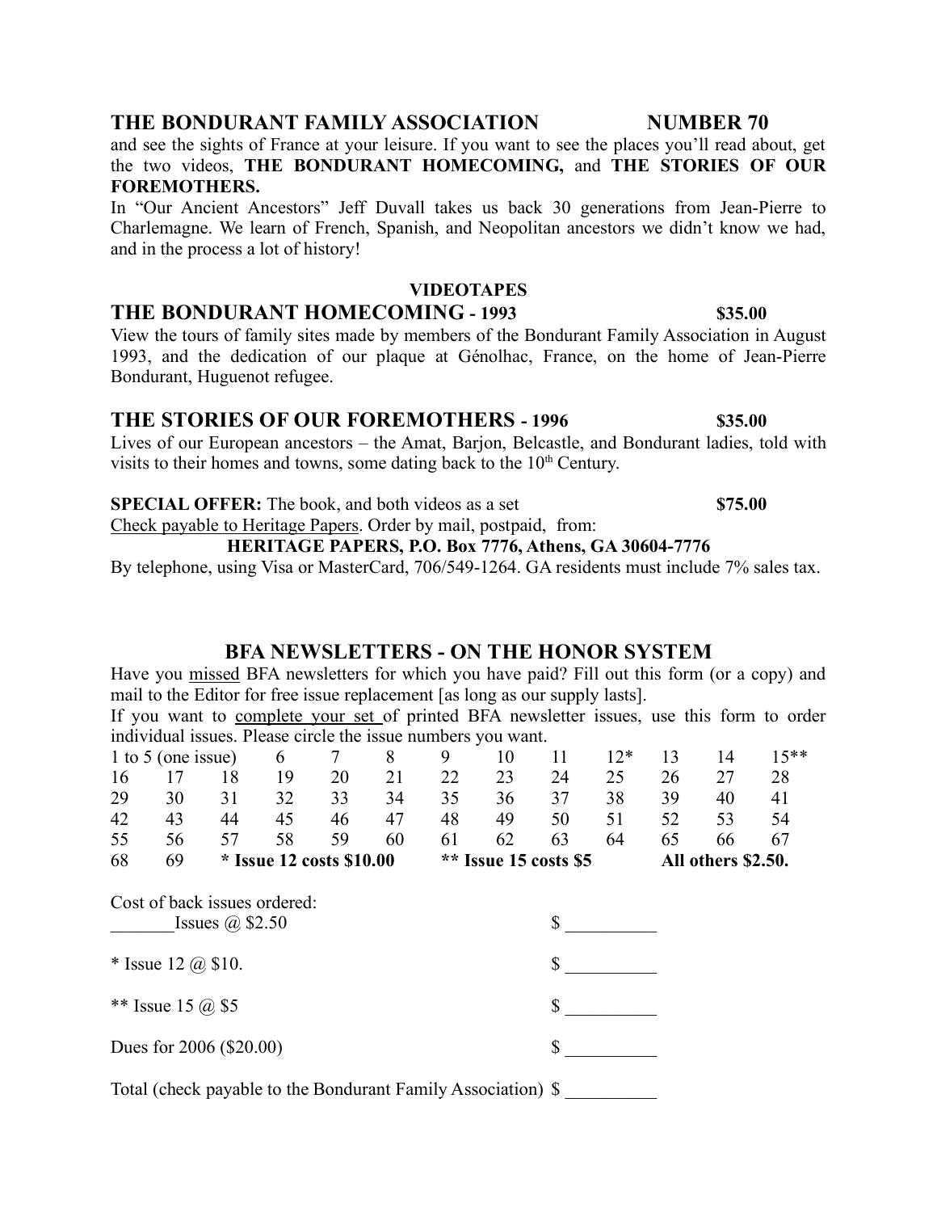and see the sights of France at your leisure. If you want to see the places you'll read about, get the two videos, **THE BONDURANT HOMECOMING,** and **THE STORIES OF OUR FOREMOTHERS.**

In "Our Ancient Ancestors" Jeff Duvall takes us back 30 generations from Jean-Pierre to Charlemagne. We learn of French, Spanish, and Neopolitan ancestors we didn't know we had, and in the process a lot of history!

**VIDEOTAPES**

## THE BONDURANT HOMECOMING - 1993 — $35.00

View the tours of family sites made by members of the Bondurant Family Association in August 1993, and the dedication of our plaque at Génolhac, France, on the home of Jean-Pierre Bondurant, Huguenot refugee.

## THE STORIES OF OUR FOREMOTHERS - 1996 — $35.00

Lives of our European ancestors – the Amat, Barjon, Belcastle, and Bondurant ladies, told with visits to their homes and towns, some dating back to the 10th Century.

**SPECIAL OFFER:** The book, and both videos as a set **$75.00**

Check payable to Heritage Papers. Order by mail, postpaid, from:

**HERITAGE PAPERS, P.O. Box 7776, Athens, GA 30604-7776**

By telephone, using Visa or MasterCard, 706/549-1264. GA residents must include 7% sales tax.

## BFA NEWSLETTERS - ON THE HONOR SYSTEM

Have you missed BFA newsletters for which you have paid? Fill out this form (or a copy) and mail to the Editor for free issue replacement [as long as our supply lasts].

If you want to complete your set of printed BFA newsletter issues, use this form to order individual issues. Please circle the issue numbers you want.

| | | | | | | | | | | | | |
|---|---|---|---|---|---|---|---|---|---|---|---|---|
| 1 to 5 (one issue) | | 6 | 7 | 8 | 9 | 10 | 11 | 12* | 13 | 14 | 15** | |
| 16 | 17 | 18 | 19 | 20 | 21 | 22 | 23 | 24 | 25 | 26 | 27 | 28 |
| 29 | 30 | 31 | 32 | 33 | 34 | 35 | 36 | 37 | 38 | 39 | 40 | 41 |
| 42 | 43 | 44 | 45 | 46 | 47 | 48 | 49 | 50 | 51 | 52 | 53 | 54 |
| 55 | 56 | 57 | 58 | 59 | 60 | 61 | 62 | 63 | 64 | 65 | 66 | 67 |
| 68 | 69 | **\* Issue 12 costs $10.00** | | | | **\*\* Issue 15 costs $5** | | | | **All others $2.50.** | | |

Cost of back issues ordered:

_______Issues @ $2.50 $ __________

* Issue 12 @ $10. $ __________

** Issue 15 @ $5 $ __________

Dues for 2006 ($20.00) $ __________

Total (check payable to the Bondurant Family Association) $ __________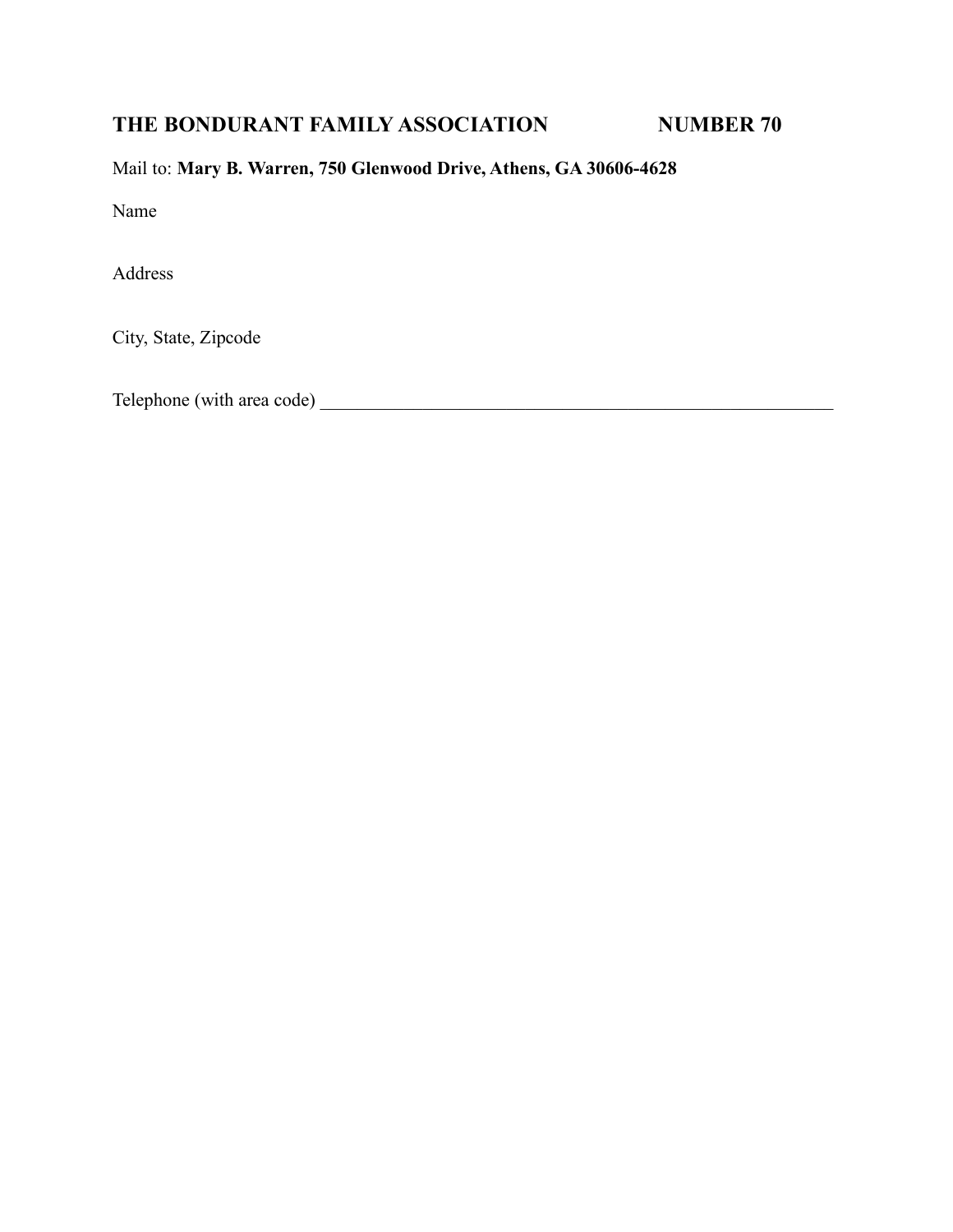**THE BONDURANT FAMILY ASSOCIATION NUMBER 70**

Mail to: **Mary B. Warren, 750 Glenwood Drive, Athens, GA 30606-4628**

Name

Address

City, State, Zipcode

Telephone (with area code) ___________________________________________________________